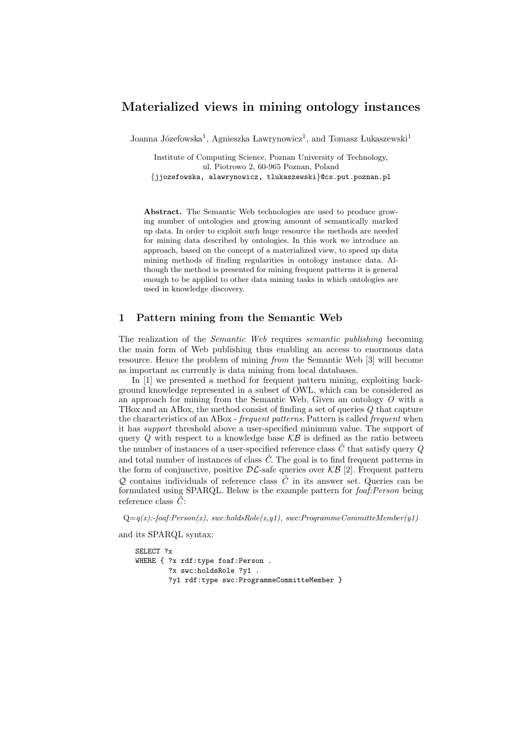# Materialized views in mining ontology instances

Joanna Józefowska[1], Agnieszka Ławrynowicz[1], and Tomasz Łukaszewski[1]

Institute of Computing Science, Poznan University of Technology,
ul. Piotrowo 2, 60-965 Poznan, Poland
{jjozefowska, alawrynowicz, tlukaszewski}@cs.put.poznan.pl

**Abstract.** The Semantic Web technologies are used to produce growing number of ontologies and growing amount of semantically marked up data. In order to exploit such huge resource the methods are needed for mining data described by ontologies. In this work we introduce an approach, based on the concept of a materialized view, to speed up data mining methods of finding regularities in ontology instance data. Although the method is presented for mining frequent patterns it is general enough to be applied to other data mining tasks in which ontologies are used in knowledge discovery.

## 1 Pattern mining from the Semantic Web

The realization of the *Semantic Web* requires *semantic publishing* becoming the main form of Web publishing thus enabling an access to enormous data resource. Hence the problem of mining *from* the Semantic Web [3] will become as important as currently is data mining from local databases.

In [1] we presented a method for frequent pattern mining, exploiting background knowledge represented in a subset of OWL, which can be considered as an approach for mining from the Semantic Web. Given an ontology $O$ with a TBox and an ABox, the method consist of finding a set of queries $Q$ that capture the characteristics of an ABox - *frequent patterns*. Pattern is called *frequent* when it has *support* threshold above a user-specified minimum value. The support of query $Q$ with respect to a knowledge base $\mathcal{KB}$ is defined as the ratio between the number of instances of a user-specified reference class $\hat{C}$ that satisfy query $Q$ and total number of instances of class $\hat{C}$. The goal is to find frequent patterns in the form of conjunctive, positive $\mathcal{DL}$-safe queries over $\mathcal{KB}$ [2]. Frequent pattern $\mathcal{Q}$ contains individuals of reference class $\hat{C}$ in its answer set. Queries can be formulated using SPARQL. Below is the example pattern for *foaf:Person* being reference class $\hat{C}$:

Q=*q(x):-foaf:Person(x), swc:holdsRole(x,y1), swc:ProgrammeCommitteMember(y1)*

and its SPARQL syntax:

```
SELECT ?x
WHERE { ?x rdf:type foaf:Person .
        ?x swc:holdsRole ?y1 .
        ?y1 rdf:type swc:ProgrammeCommitteMember }
```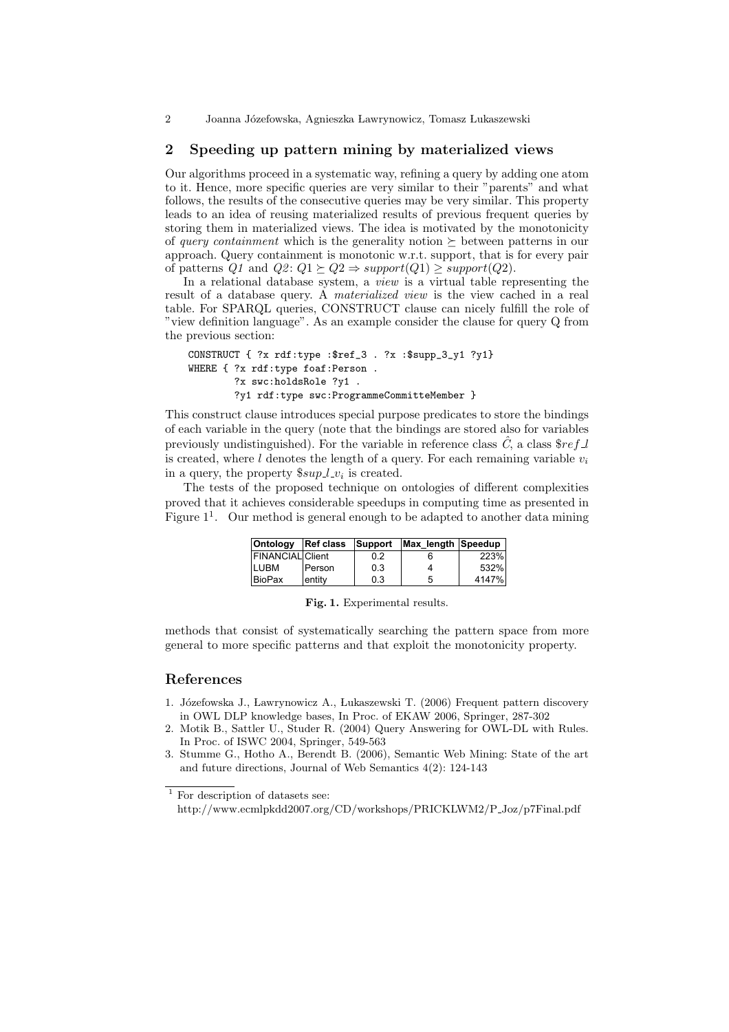## 2 Speeding up pattern mining by materialized views

Our algorithms proceed in a systematic way, refining a query by adding one atom to it. Hence, more specific queries are very similar to their "parents" and what follows, the results of the consecutive queries may be very similar. This property leads to an idea of reusing materialized results of previous frequent queries by storing them in materialized views. The idea is motivated by the monotonicity of *query containment* which is the generality notion $\succeq$ between patterns in our approach. Query containment is monotonic w.r.t. support, that is for every pair of patterns *Q1* and *Q2*: $Q1 \succeq Q2 \Rightarrow support(Q1) \geq support(Q2)$.

In a relational database system, a *view* is a virtual table representing the result of a database query. A *materialized view* is the view cached in a real table. For SPARQL queries, CONSTRUCT clause can nicely fulfill the role of "view definition language". As an example consider the clause for query Q from the previous section:

```
CONSTRUCT { ?x rdf:type :$ref_3 . ?x :$supp_3_y1 ?y1}
WHERE { ?x rdf:type foaf:Person .
        ?x swc:holdsRole ?y1 .
        ?y1 rdf:type swc:ProgrammeCommitteMember }
```

This construct clause introduces special purpose predicates to store the bindings of each variable in the query (note that the bindings are stored also for variables previously undistinguished). For the variable in reference class $\hat{C}$, a class $\$ref\_l$ is created, where $l$ denotes the length of a query. For each remaining variable $v_i$ in a query, the property $\$sup\_l\_v_i$ is created.

The tests of the proposed technique on ontologies of different complexities proved that it achieves considerable speedups in computing time as presented in Figure 1[1]. Our method is general enough to be adapted to another data mining methods that consist of systematically searching the pattern space from more general to more specific patterns and that exploit the monotonicity property.

| Ontology | Ref class | Support | Max_length | Speedup |
|---|---|---|---|---|
| FINANCIAL | Client | 0.2 | 6 | 223% |
| LUBM | Person | 0.3 | 4 | 532% |
| BioPax | entity | 0.3 | 5 | 4147% |

**Fig. 1.** Experimental results.

## References

1. Józefowska J., Ławrynowicz A., Łukaszewski T. (2006) Frequent pattern discovery in OWL DLP knowledge bases, In Proc. of EKAW 2006, Springer, 287-302
2. Motik B., Sattler U., Studer R. (2004) Query Answering for OWL-DL with Rules. In Proc. of ISWC 2004, Springer, 549-563
3. Stumme G., Hotho A., Berendt B. (2006), Semantic Web Mining: State of the art and future directions, Journal of Web Semantics 4(2): 124-143

[1] For description of datasets see: http://www.ecmlpkdd2007.org/CD/workshops/PRICKLWM2/P_Joz/p7Final.pdf